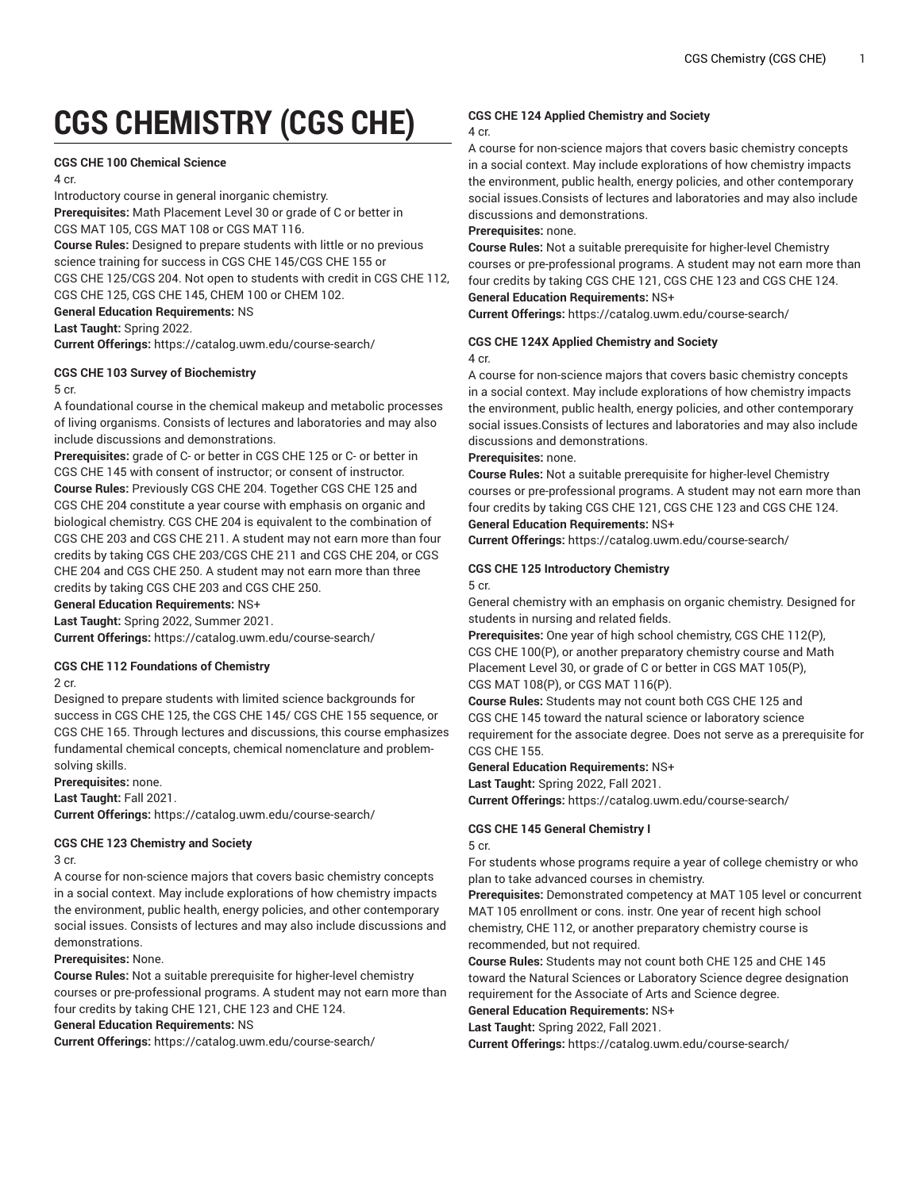# CGS CHEMISTRY (CGS CHE)

**CGS CHE 100 Chemical Science**

4 cr.

Introductory course in general inorganic chemistry.

**Prerequisites:** Math Placement Level 30 or grade of C or better in CGS MAT 105, CGS MAT 108 or CGS MAT 116.

**Course Rules:** Designed to prepare students with little or no previous science training for success in CGS CHE 145/CGS CHE 155 or CGS CHE 125/CGS 204. Not open to students with credit in CGS CHE 112, CGS CHE 125, CGS CHE 145, CHEM 100 or CHEM 102.

**General Education Requirements:** NS

**Last Taught:** Spring 2022.

**Current Offerings:** https://catalog.uwm.edu/course-search/

**CGS CHE 103 Survey of Biochemistry**

5 cr.

A foundational course in the chemical makeup and metabolic processes of living organisms. Consists of lectures and laboratories and may also include discussions and demonstrations.

**Prerequisites:** grade of C- or better in CGS CHE 125 or C- or better in CGS CHE 145 with consent of instructor; or consent of instructor.

**Course Rules:** Previously CGS CHE 204. Together CGS CHE 125 and CGS CHE 204 constitute a year course with emphasis on organic and biological chemistry. CGS CHE 204 is equivalent to the combination of CGS CHE 203 and CGS CHE 211. A student may not earn more than four credits by taking CGS CHE 203/CGS CHE 211 and CGS CHE 204, or CGS CHE 204 and CGS CHE 250. A student may not earn more than three credits by taking CGS CHE 203 and CGS CHE 250.

**General Education Requirements:** NS+

**Last Taught:** Spring 2022, Summer 2021.

**Current Offerings:** https://catalog.uwm.edu/course-search/

**CGS CHE 112 Foundations of Chemistry**

2 cr.

Designed to prepare students with limited science backgrounds for success in CGS CHE 125, the CGS CHE 145/ CGS CHE 155 sequence, or CGS CHE 165. Through lectures and discussions, this course emphasizes fundamental chemical concepts, chemical nomenclature and problem-solving skills.

**Prerequisites:** none.

**Last Taught:** Fall 2021.

**Current Offerings:** https://catalog.uwm.edu/course-search/

**CGS CHE 123 Chemistry and Society**

3 cr.

A course for non-science majors that covers basic chemistry concepts in a social context. May include explorations of how chemistry impacts the environment, public health, energy policies, and other contemporary social issues. Consists of lectures and may also include discussions and demonstrations.

**Prerequisites:** None.

**Course Rules:** Not a suitable prerequisite for higher-level chemistry courses or pre-professional programs. A student may not earn more than four credits by taking CHE 121, CHE 123 and CHE 124.

**General Education Requirements:** NS

**Current Offerings:** https://catalog.uwm.edu/course-search/

**CGS CHE 124 Applied Chemistry and Society**

4 cr.

A course for non-science majors that covers basic chemistry concepts in a social context. May include explorations of how chemistry impacts the environment, public health, energy policies, and other contemporary social issues.Consists of lectures and laboratories and may also include discussions and demonstrations.

**Prerequisites:** none.

**Course Rules:** Not a suitable prerequisite for higher-level Chemistry courses or pre-professional programs. A student may not earn more than four credits by taking CGS CHE 121, CGS CHE 123 and CGS CHE 124.

**General Education Requirements:** NS+

**Current Offerings:** https://catalog.uwm.edu/course-search/

**CGS CHE 124X Applied Chemistry and Society**

4 cr.

A course for non-science majors that covers basic chemistry concepts in a social context. May include explorations of how chemistry impacts the environment, public health, energy policies, and other contemporary social issues.Consists of lectures and laboratories and may also include discussions and demonstrations.

**Prerequisites:** none.

**Course Rules:** Not a suitable prerequisite for higher-level Chemistry courses or pre-professional programs. A student may not earn more than four credits by taking CGS CHE 121, CGS CHE 123 and CGS CHE 124.

**General Education Requirements:** NS+

**Current Offerings:** https://catalog.uwm.edu/course-search/

**CGS CHE 125 Introductory Chemistry**

5 cr.

General chemistry with an emphasis on organic chemistry. Designed for students in nursing and related fields.

**Prerequisites:** One year of high school chemistry, CGS CHE 112(P), CGS CHE 100(P), or another preparatory chemistry course and Math Placement Level 30, or grade of C or better in CGS MAT 105(P), CGS MAT 108(P), or CGS MAT 116(P).

**Course Rules:** Students may not count both CGS CHE 125 and CGS CHE 145 toward the natural science or laboratory science requirement for the associate degree. Does not serve as a prerequisite for CGS CHE 155.

**General Education Requirements:** NS+

**Last Taught:** Spring 2022, Fall 2021.

**Current Offerings:** https://catalog.uwm.edu/course-search/

**CGS CHE 145 General Chemistry I**

5 cr.

For students whose programs require a year of college chemistry or who plan to take advanced courses in chemistry.

**Prerequisites:** Demonstrated competency at MAT 105 level or concurrent MAT 105 enrollment or cons. instr. One year of recent high school chemistry, CHE 112, or another preparatory chemistry course is recommended, but not required.

**Course Rules:** Students may not count both CHE 125 and CHE 145 toward the Natural Sciences or Laboratory Science degree designation requirement for the Associate of Arts and Science degree.

**General Education Requirements:** NS+

**Last Taught:** Spring 2022, Fall 2021.

**Current Offerings:** https://catalog.uwm.edu/course-search/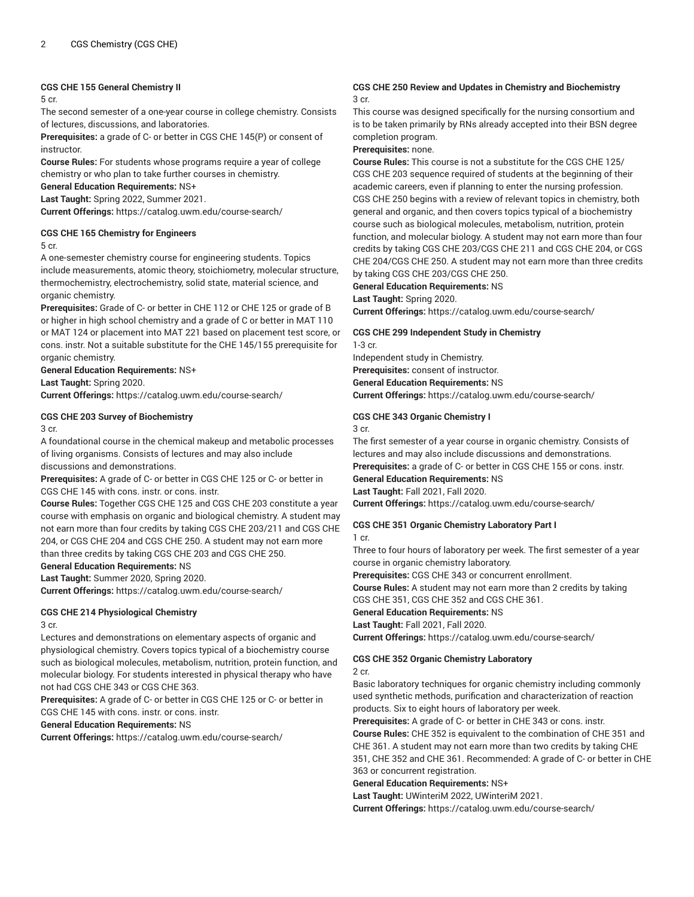#### CGS CHE 155 General Chemistry II

5 cr.

The second semester of a one-year course in college chemistry. Consists of lectures, discussions, and laboratories.

**Prerequisites:** a grade of C- or better in CGS CHE 145(P) or consent of instructor.

**Course Rules:** For students whose programs require a year of college chemistry or who plan to take further courses in chemistry.

**General Education Requirements:** NS+

**Last Taught:** Spring 2022, Summer 2021.

**Current Offerings:** https://catalog.uwm.edu/course-search/

#### CGS CHE 165 Chemistry for Engineers

5 cr.

A one-semester chemistry course for engineering students. Topics include measurements, atomic theory, stoichiometry, molecular structure, thermochemistry, electrochemistry, solid state, material science, and organic chemistry.

**Prerequisites:** Grade of C- or better in CHE 112 or CHE 125 or grade of B or higher in high school chemistry and a grade of C or better in MAT 110 or MAT 124 or placement into MAT 221 based on placement test score, or cons. instr. Not a suitable substitute for the CHE 145/155 prerequisite for organic chemistry.

**General Education Requirements:** NS+

**Last Taught:** Spring 2020.

**Current Offerings:** https://catalog.uwm.edu/course-search/

#### CGS CHE 203 Survey of Biochemistry

3 cr.

A foundational course in the chemical makeup and metabolic processes of living organisms. Consists of lectures and may also include discussions and demonstrations.

**Prerequisites:** A grade of C- or better in CGS CHE 125 or C- or better in CGS CHE 145 with cons. instr. or cons. instr.

**Course Rules:** Together CGS CHE 125 and CGS CHE 203 constitute a year course with emphasis on organic and biological chemistry. A student may not earn more than four credits by taking CGS CHE 203/211 and CGS CHE 204, or CGS CHE 204 and CGS CHE 250. A student may not earn more than three credits by taking CGS CHE 203 and CGS CHE 250.

**General Education Requirements:** NS

**Last Taught:** Summer 2020, Spring 2020.

**Current Offerings:** https://catalog.uwm.edu/course-search/

#### CGS CHE 214 Physiological Chemistry

3 cr.

Lectures and demonstrations on elementary aspects of organic and physiological chemistry. Covers topics typical of a biochemistry course such as biological molecules, metabolism, nutrition, protein function, and molecular biology. For students interested in physical therapy who have not had CGS CHE 343 or CGS CHE 363.

**Prerequisites:** A grade of C- or better in CGS CHE 125 or C- or better in CGS CHE 145 with cons. instr. or cons. instr.

**General Education Requirements:** NS

**Current Offerings:** https://catalog.uwm.edu/course-search/

#### CGS CHE 250 Review and Updates in Chemistry and Biochemistry

3 cr.

This course was designed specifically for the nursing consortium and is to be taken primarily by RNs already accepted into their BSN degree completion program.

**Prerequisites:** none.

**Course Rules:** This course is not a substitute for the CGS CHE 125/ CGS CHE 203 sequence required of students at the beginning of their academic careers, even if planning to enter the nursing profession. CGS CHE 250 begins with a review of relevant topics in chemistry, both general and organic, and then covers topics typical of a biochemistry course such as biological molecules, metabolism, nutrition, protein function, and molecular biology. A student may not earn more than four credits by taking CGS CHE 203/CGS CHE 211 and CGS CHE 204, or CGS CHE 204/CGS CHE 250. A student may not earn more than three credits by taking CGS CHE 203/CGS CHE 250.

**General Education Requirements:** NS

**Last Taught:** Spring 2020.

**Current Offerings:** https://catalog.uwm.edu/course-search/

#### CGS CHE 299 Independent Study in Chemistry

1-3 cr.

Independent study in Chemistry.

**Prerequisites:** consent of instructor.

**General Education Requirements:** NS

**Current Offerings:** https://catalog.uwm.edu/course-search/

#### CGS CHE 343 Organic Chemistry I

3 cr.

The first semester of a year course in organic chemistry. Consists of lectures and may also include discussions and demonstrations.

**Prerequisites:** a grade of C- or better in CGS CHE 155 or cons. instr.

**General Education Requirements:** NS

**Last Taught:** Fall 2021, Fall 2020.

**Current Offerings:** https://catalog.uwm.edu/course-search/

#### CGS CHE 351 Organic Chemistry Laboratory Part I

1 cr.

Three to four hours of laboratory per week. The first semester of a year course in organic chemistry laboratory.

**Prerequisites:** CGS CHE 343 or concurrent enrollment.

**Course Rules:** A student may not earn more than 2 credits by taking CGS CHE 351, CGS CHE 352 and CGS CHE 361.

**General Education Requirements:** NS

**Last Taught:** Fall 2021, Fall 2020.

**Current Offerings:** https://catalog.uwm.edu/course-search/

#### CGS CHE 352 Organic Chemistry Laboratory

2 cr.

Basic laboratory techniques for organic chemistry including commonly used synthetic methods, purification and characterization of reaction products. Six to eight hours of laboratory per week.

**Prerequisites:** A grade of C- or better in CHE 343 or cons. instr.

**Course Rules:** CHE 352 is equivalent to the combination of CHE 351 and CHE 361. A student may not earn more than two credits by taking CHE 351, CHE 352 and CHE 361. Recommended: A grade of C- or better in CHE 363 or concurrent registration.

**General Education Requirements:** NS+

**Last Taught:** UWinteriM 2022, UWinteriM 2021.

**Current Offerings:** https://catalog.uwm.edu/course-search/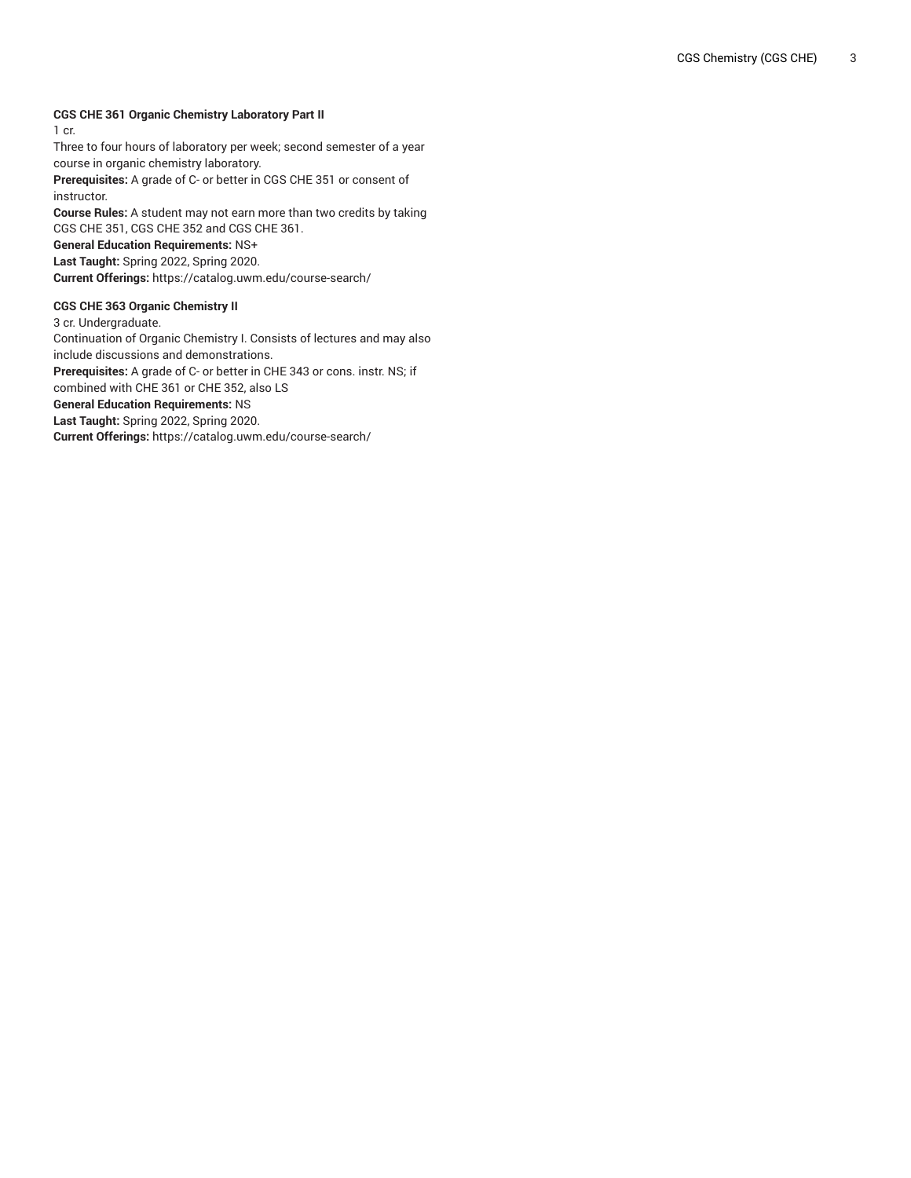**CGS CHE 361 Organic Chemistry Laboratory Part II**

1 cr.

Three to four hours of laboratory per week; second semester of a year course in organic chemistry laboratory.

**Prerequisites:** A grade of C- or better in CGS CHE 351 or consent of instructor.

**Course Rules:** A student may not earn more than two credits by taking CGS CHE 351, CGS CHE 352 and CGS CHE 361.

**General Education Requirements:** NS+

**Last Taught:** Spring 2022, Spring 2020.

**Current Offerings:** https://catalog.uwm.edu/course-search/

**CGS CHE 363 Organic Chemistry II**

3 cr. Undergraduate.

Continuation of Organic Chemistry I. Consists of lectures and may also include discussions and demonstrations.

**Prerequisites:** A grade of C- or better in CHE 343 or cons. instr. NS; if combined with CHE 361 or CHE 352, also LS

**General Education Requirements:** NS

**Last Taught:** Spring 2022, Spring 2020.

**Current Offerings:** https://catalog.uwm.edu/course-search/